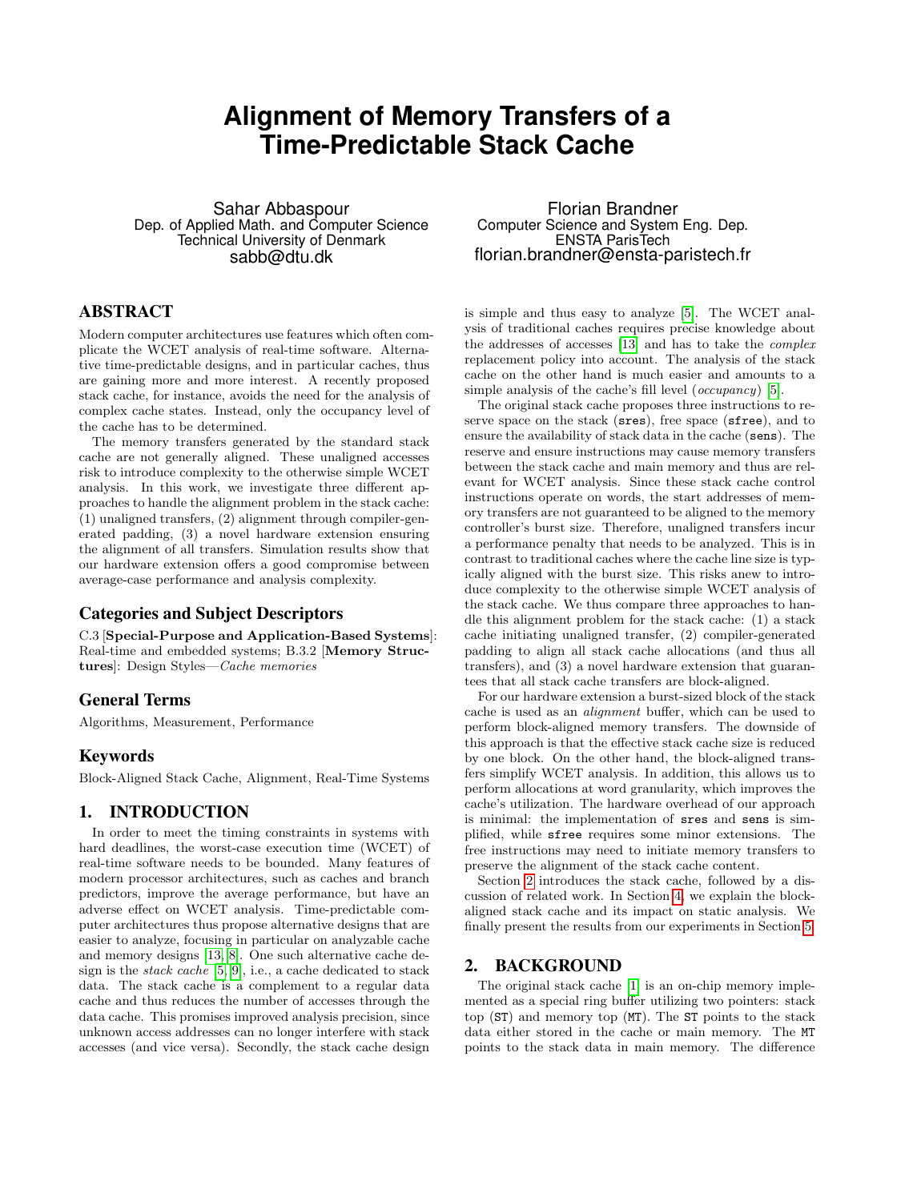# Alignment of Memory Transfers of a Time-Predictable Stack Cache

Sahar Abbaspour
Dep. of Applied Math. and Computer Science
Technical University of Denmark
sabb@dtu.dk

Florian Brandner
Computer Science and System Eng. Dep.
ENSTA ParisTech
florian.brandner@ensta-paristech.fr

## ABSTRACT

Modern computer architectures use features which often complicate the WCET analysis of real-time software. Alternative time-predictable designs, and in particular caches, thus are gaining more and more interest. A recently proposed stack cache, for instance, avoids the need for the analysis of complex cache states. Instead, only the occupancy level of the cache has to be determined.

The memory transfers generated by the standard stack cache are not generally aligned. These unaligned accesses risk to introduce complexity to the otherwise simple WCET analysis. In this work, we investigate three different approaches to handle the alignment problem in the stack cache: (1) unaligned transfers, (2) alignment through compiler-generated padding, (3) a novel hardware extension ensuring the alignment of all transfers. Simulation results show that our hardware extension offers a good compromise between average-case performance and analysis complexity.

## Categories and Subject Descriptors

C.3 [**Special-Purpose and Application-Based Systems**]: Real-time and embedded systems; B.3.2 [**Memory Structures**]: Design Styles—*Cache memories*

## General Terms

Algorithms, Measurement, Performance

## Keywords

Block-Aligned Stack Cache, Alignment, Real-Time Systems

## 1. INTRODUCTION

In order to meet the timing constraints in systems with hard deadlines, the worst-case execution time (WCET) of real-time software needs to be bounded. Many features of modern processor architectures, such as caches and branch predictors, improve the average performance, but have an adverse effect on WCET analysis. Time-predictable computer architectures thus propose alternative designs that are easier to analyze, focusing in particular on analyzable cache and memory designs [13, 8]. One such alternative cache design is the *stack cache* [5, 9], i.e., a cache dedicated to stack data. The stack cache is a complement to a regular data cache and thus reduces the number of accesses through the data cache. This promises improved analysis precision, since unknown access addresses can no longer interfere with stack accesses (and vice versa). Secondly, the stack cache design is simple and thus easy to analyze [5]. The WCET analysis of traditional caches requires precise knowledge about the addresses of accesses [13] and has to take the *complex* replacement policy into account. The analysis of the stack cache on the other hand is much easier and amounts to a simple analysis of the cache's fill level (*occupancy*) [5].

The original stack cache proposes three instructions to reserve space on the stack (`sres`), free space (`sfree`), and to ensure the availability of stack data in the cache (`sens`). The reserve and ensure instructions may cause memory transfers between the stack cache and main memory and thus are relevant for WCET analysis. Since these stack cache control instructions operate on words, the start addresses of memory transfers are not guaranteed to be aligned to the memory controller's burst size. Therefore, unaligned transfers incur a performance penalty that needs to be analyzed. This is in contrast to traditional caches where the cache line size is typically aligned with the burst size. This risks anew to introduce complexity to the otherwise simple WCET analysis of the stack cache. We thus compare three approaches to handle this alignment problem for the stack cache: (1) a stack cache initiating unaligned transfer, (2) compiler-generated padding to align all stack cache allocations (and thus all transfers), and (3) a novel hardware extension that guarantees that all stack cache transfers are block-aligned.

For our hardware extension a burst-sized block of the stack cache is used as an *alignment* buffer, which can be used to perform block-aligned memory transfers. The downside of this approach is that the effective stack cache size is reduced by one block. On the other hand, the block-aligned transfers simplify WCET analysis. In addition, this allows us to perform allocations at word granularity, which improves the cache's utilization. The hardware overhead of our approach is minimal: the implementation of `sres` and `sens` is simplified, while `sfree` requires some minor extensions. The free instructions may need to initiate memory transfers to preserve the alignment of the stack cache content.

Section 2 introduces the stack cache, followed by a discussion of related work. In Section 4, we explain the block-aligned stack cache and its impact on static analysis. We finally present the results from our experiments in Section 5.

## 2. BACKGROUND

The original stack cache [1] is an on-chip memory implemented as a special ring buffer utilizing two pointers: stack top (`ST`) and memory top (`MT`). The `ST` points to the stack data either stored in the cache or main memory. The `MT` points to the stack data in main memory. The difference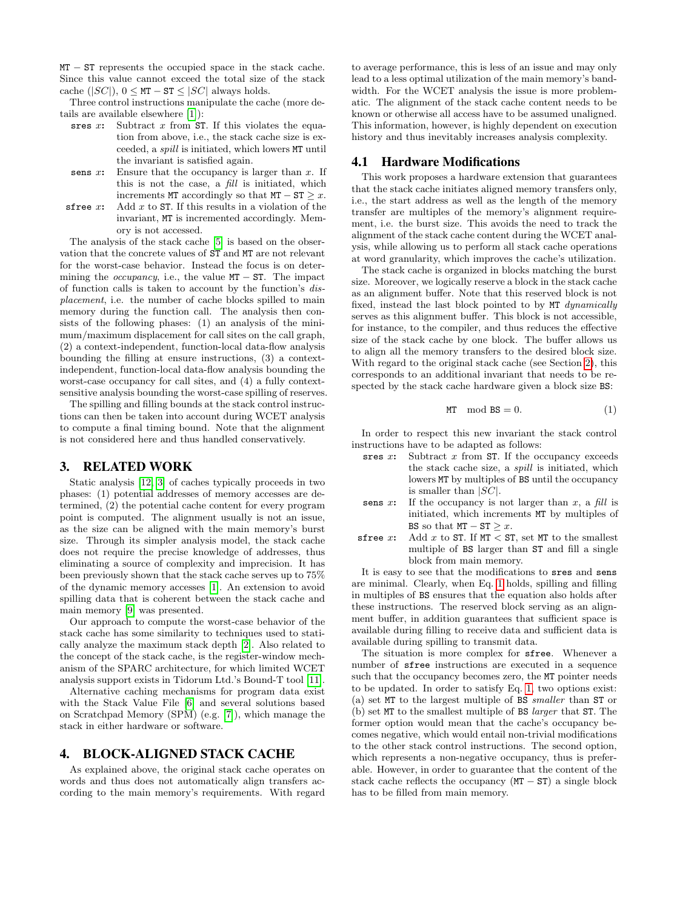MT − ST represents the occupied space in the stack cache. Since this value cannot exceed the total size of the stack cache ($|SC|$), $0 \leq \texttt{MT} - \texttt{ST} \leq |SC|$ always holds.

Three control instructions manipulate the cache (more details are available elsewhere [1]):

- **sres** $x$: Subtract $x$ from ST. If this violates the equation from above, i.e., the stack cache size is exceeded, a *spill* is initiated, which lowers MT until the invariant is satisfied again.
- **sens** $x$: Ensure that the occupancy is larger than $x$. If this is not the case, a *fill* is initiated, which increments MT accordingly so that $\texttt{MT} - \texttt{ST} \geq x$.
- **sfree** $x$: Add $x$ to ST. If this results in a violation of the invariant, MT is incremented accordingly. Memory is not accessed.

The analysis of the stack cache [5] is based on the observation that the concrete values of ST and MT are not relevant for the worst-case behavior. Instead the focus is on determining the *occupancy*, i.e., the value $\texttt{MT} - \texttt{ST}$. The impact of function calls is taken to account by the function's *displacement*, i.e. the number of cache blocks spilled to main memory during the function call. The analysis then consists of the following phases: (1) an analysis of the minimum/maximum displacement for call sites on the call graph, (2) a context-independent, function-local data-flow analysis bounding the filling at ensure instructions, (3) a context-independent, function-local data-flow analysis bounding the worst-case occupancy for call sites, and (4) a fully context-sensitive analysis bounding the worst-case spilling of reserves.

The spilling and filling bounds at the stack control instructions can then be taken into account during WCET analysis to compute a final timing bound. Note that the alignment is not considered here and thus handled conservatively.

## 3. RELATED WORK

Static analysis [12, 3] of caches typically proceeds in two phases: (1) potential addresses of memory accesses are determined, (2) the potential cache content for every program point is computed. The alignment usually is not an issue, as the size can be aligned with the main memory's burst size. Through its simpler analysis model, the stack cache does not require the precise knowledge of addresses, thus eliminating a source of complexity and imprecision. It has been previously shown that the stack cache serves up to 75% of the dynamic memory accesses [1]. An extension to avoid spilling data that is coherent between the stack cache and main memory [9] was presented.

Our approach to compute the worst-case behavior of the stack cache has some similarity to techniques used to statically analyze the maximum stack depth [2]. Also related to the concept of the stack cache, is the register-window mechanism of the SPARC architecture, for which limited WCET analysis support exists in Tidorum Ltd.'s Bound-T tool [11].

Alternative caching mechanisms for program data exist with the Stack Value File [6] and several solutions based on Scratchpad Memory (SPM) (e.g. [7]), which manage the stack in either hardware or software.

## 4. BLOCK-ALIGNED STACK CACHE

As explained above, the original stack cache operates on words and thus does not automatically align transfers according to the main memory's requirements. With regard to average performance, this is less of an issue and may only lead to a less optimal utilization of the main memory's bandwidth. For the WCET analysis the issue is more problematic. The alignment of the stack cache content needs to be known or otherwise all access have to be assumed unaligned. This information, however, is highly dependent on execution history and thus inevitably increases analysis complexity.

### 4.1 Hardware Modifications

This work proposes a hardware extension that guarantees that the stack cache initiates aligned memory transfers only, i.e., the start address as well as the length of the memory transfer are multiples of the memory's alignment requirement, i.e. the burst size. This avoids the need to track the alignment of the stack cache content during the WCET analysis, while allowing us to perform all stack cache operations at word granularity, which improves the cache's utilization.

The stack cache is organized in blocks matching the burst size. Moreover, we logically reserve a block in the stack cache as an alignment buffer. Note that this reserved block is not fixed, instead the last block pointed to by MT *dynamically* serves as this alignment buffer. This block is not accessible, for instance, to the compiler, and thus reduces the effective size of the stack cache by one block. The buffer allows us to align all the memory transfers to the desired block size. With regard to the original stack cache (see Section 2), this corresponds to an additional invariant that needs to be respected by the stack cache hardware given a block size BS:

$$\texttt{MT} \mod \texttt{BS} = 0. \tag{1}$$

In order to respect this new invariant the stack control instructions have to be adapted as follows:

- **sres** $x$: Subtract $x$ from ST. If the occupancy exceeds the stack cache size, a *spill* is initiated, which lowers MT by multiples of BS until the occupancy is smaller than $|SC|$.
- **sens** $x$: If the occupancy is not larger than $x$, a *fill* is initiated, which increments MT by multiples of BS so that $\texttt{MT} - \texttt{ST} \geq x$.
- **sfree** $x$: Add $x$ to ST. If $\texttt{MT} < \texttt{ST}$, set MT to the smallest multiple of BS larger than ST and fill a single block from main memory.

It is easy to see that the modifications to sres and sens are minimal. Clearly, when Eq. 1 holds, spilling and filling in multiples of BS ensures that the equation also holds after these instructions. The reserved block serving as an alignment buffer, in addition guarantees that sufficient space is available during filling to receive data and sufficient data is available during spilling to transmit data.

The situation is more complex for sfree. Whenever a number of sfree instructions are executed in a sequence such that the occupancy becomes zero, the MT pointer needs to be updated. In order to satisfy Eq. 1, two options exist: (a) set MT to the largest multiple of BS *smaller* than ST or (b) set MT to the smallest multiple of BS *larger* that ST. The former option would mean that the cache's occupancy becomes negative, which would entail non-trivial modifications to the other stack control instructions. The second option, which represents a non-negative occupancy, thus is preferable. However, in order to guarantee that the content of the stack cache reflects the occupancy ($\texttt{MT} - \texttt{ST}$) a single block has to be filled from main memory.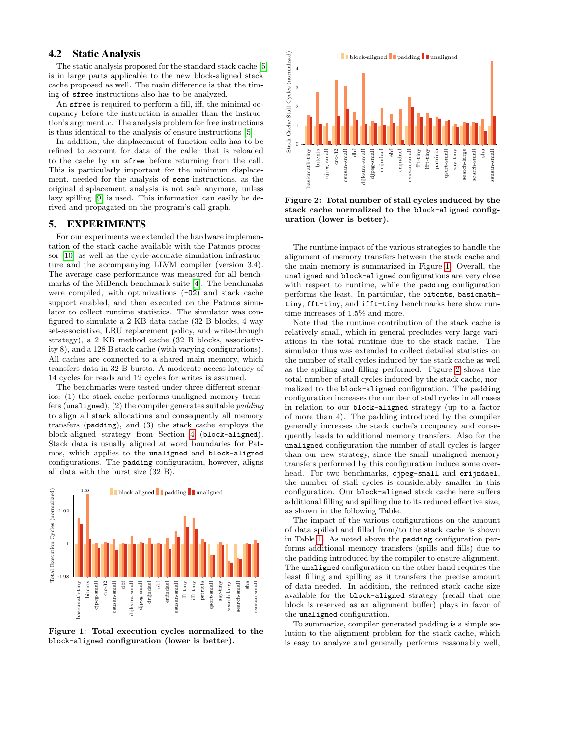## 4.2 Static Analysis

The static analysis proposed for the standard stack cache [5] is in large parts applicable to the new block-aligned stack cache proposed as well. The main difference is that the timing of `sfree` instructions also has to be analyzed.

An `sfree` is required to perform a fill, iff, the minimal occupancy before the instruction is smaller than the instruction's argument $x$. The analysis problem for free instructions is thus identical to the analysis of ensure instructions [5].

In addition, the displacement of function calls has to be refined to account for data of the caller that is reloaded to the cache by an `sfree` before returning from the call. This is particularly important for the minimum displacement, needed for the analysis of `sens`-instructions, as the original displacement analysis is not safe anymore, unless lazy spilling [9] is used. This information can easily be derived and propagated on the program's call graph.

# 5. EXPERIMENTS

For our experiments we extended the hardware implementation of the stack cache available with the Patmos processor [10] as well as the cycle-accurate simulation infrastructure and the accompanying LLVM compiler (version 3.4). The average case performance was measured for all benchmarks of the MiBench benchmark suite [4]. The benchmaks were compiled, with optimizations (`-O2`) and stack cache support enabled, and then executed on the Patmos simulator to collect runtime statistics. The simulator was configured to simulate a 2 KB data cache (32 B blocks, 4 way set-associative, LRU replacement policy, and write-through strategy), a 2 KB method cache (32 B blocks, associativity 8), and a 128 B stack cache (with varying configurations). All caches are connected to a shared main memory, which transfers data in 32 B bursts. A moderate access latency of 14 cycles for reads and 12 cycles for writes is assumed.

The benchmarks were tested under three different scenarios: (1) the stack cache performs unaligned memory transfers (`unaligned`), (2) the compiler generates suitable *padding* to align all stack allocations and consequently all memory transfers (`padding`), and (3) the stack cache employs the block-aligned strategy from Section 4 (`block-aligned`). Stack data is usually aligned at word boundaries for Patmos, which applies to the `unaligned` and `block-aligned` configurations. The `padding` configuration, however, aligns all data with the burst size (32 B).

**Figure 1: Total execution cycles normalized to the `block-aligned` configuration (lower is better).**

**Figure 2: Total number of stall cycles induced by the stack cache normalized to the `block-aligned` configuration (lower is better).**

The runtime impact of the various strategies to handle the alignment of memory transfers between the stack cache and the main memory is summarized in Figure 1. Overall, the `unaligned` and `block-aligned` configurations are very close with respect to runtime, while the `padding` configuration performs the least. In particular, the `bitcnts`, `basicmath-tiny`, `fft-tiny`, and `ifft-tiny` benchmarks here show runtime increases of 1.5% and more.

Note that the runtime contribution of the stack cache is relatively small, which in general precludes very large variations in the total runtime due to the stack cache. The simulator thus was extended to collect detailed statistics on the number of stall cycles induced by the stack cache as well as the spilling and filling performed. Figure 2 shows the total number of stall cycles induced by the stack cache, normalized to the `block-aligned` configuration. The `padding` configuration increases the number of stall cycles in all cases in relation to our `block-aligned` strategy (up to a factor of more than 4). The padding introduced by the compiler generally increases the stack cache's occupancy and consequently leads to additional memory transfers. Also for the `unaligned` configuration the number of stall cycles is larger than our new strategy, since the small unaligned memory transfers performed by this configuration induce some overhead. For two benchmarks, `cjpeg-small` and `erijndael`, the number of stall cycles is considerably smaller in this configuration. Our `block-aligned` stack cache here suffers additional filling and spilling due to its reduced effective size, as shown in the following Table.

The impact of the various configurations on the amount of data spilled and filled from/to the stack cache is shown in Table 1. As noted above the `padding` configuration performs additional memory transfers (spills and fills) due to the padding introduced by the compiler to ensure alignment. The `unaligned` configuration on the other hand requires the least filling and spilling as it transfers the precise amount of data needed. In addition, the reduced stack cache size available for the `block-aligned` strategy (recall that one block is reserved as an alignment buffer) plays in favor of the `unaligned` configuration.

To summarize, compiler generated padding is a simple solution to the alignment problem for the stack cache, which is easy to analyze and generally performs reasonably well,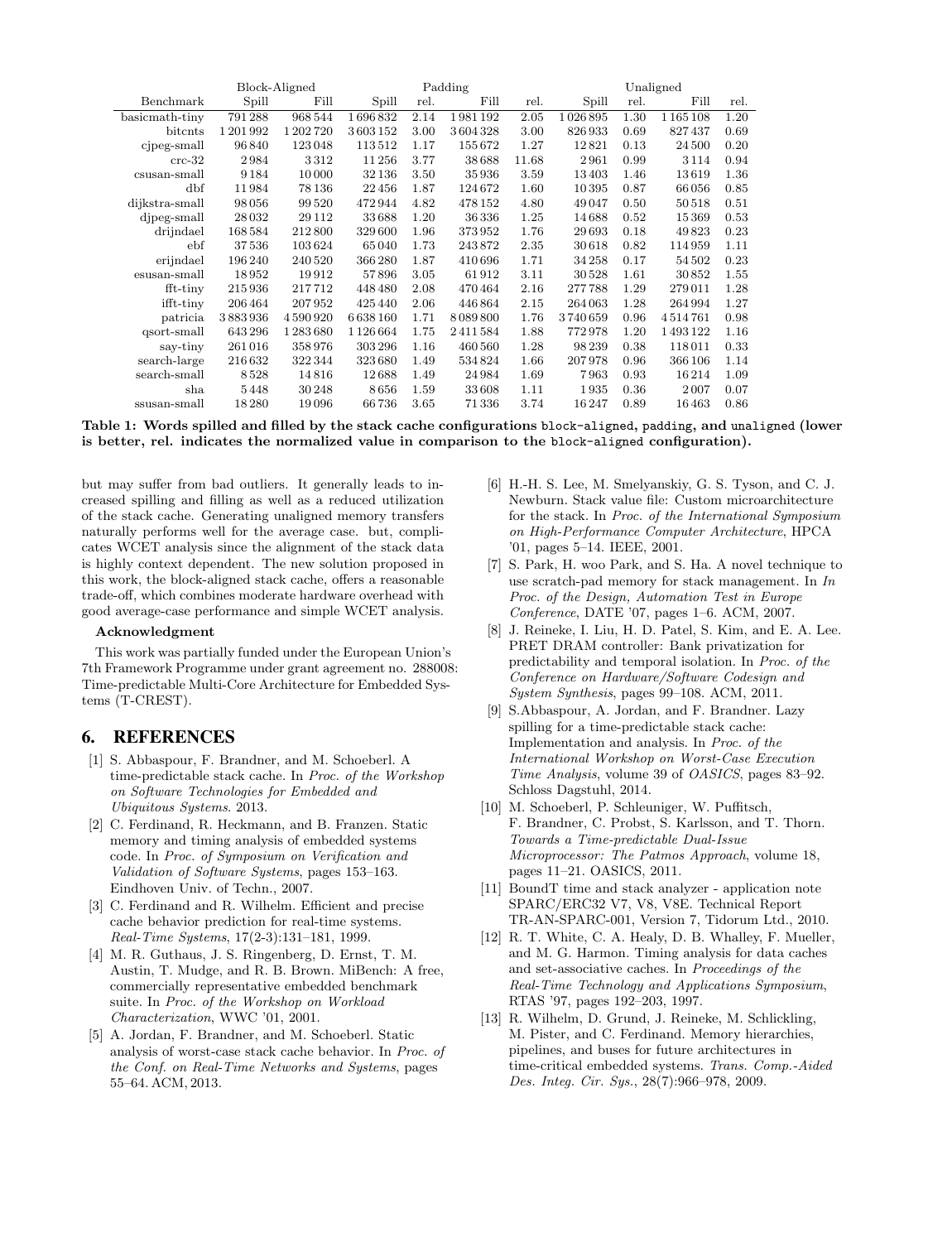| | Block-Aligned | | Padding | | | | Unaligned | | | |
|---|---|---|---|---|---|---|---|---|---|---|
| Benchmark | Spill | Fill | Spill | rel. | Fill | rel. | Spill | rel. | Fill | rel. |
| basicmath-tiny | 791 288 | 968 544 | 1 696 832 | 2.14 | 1 981 192 | 2.05 | 1 026 895 | 1.30 | 1 165 108 | 1.20 |
| bitcnts | 1 201 992 | 1 202 720 | 3 603 152 | 3.00 | 3 604 328 | 3.00 | 826 933 | 0.69 | 827 437 | 0.69 |
| cjpeg-small | 96 840 | 123 048 | 113 512 | 1.17 | 155 672 | 1.27 | 12 821 | 0.13 | 24 500 | 0.20 |
| crc-32 | 2 984 | 3 312 | 11 256 | 3.77 | 38 688 | 11.68 | 2 961 | 0.99 | 3 114 | 0.94 |
| csusan-small | 9 184 | 10 000 | 32 136 | 3.50 | 35 936 | 3.59 | 13 403 | 1.46 | 13 619 | 1.36 |
| dbf | 11 984 | 78 136 | 22 456 | 1.87 | 124 672 | 1.60 | 10 395 | 0.87 | 66 056 | 0.85 |
| dijkstra-small | 98 056 | 99 520 | 472 944 | 4.82 | 478 152 | 4.80 | 49 047 | 0.50 | 50 518 | 0.51 |
| djpeg-small | 28 032 | 29 112 | 33 688 | 1.20 | 36 336 | 1.25 | 14 688 | 0.52 | 15 369 | 0.53 |
| drijndael | 168 584 | 212 800 | 329 600 | 1.96 | 373 952 | 1.76 | 29 693 | 0.18 | 49 823 | 0.23 |
| ebf | 37 536 | 103 624 | 65 040 | 1.73 | 243 872 | 2.35 | 30 618 | 0.82 | 114 959 | 1.11 |
| erijndael | 196 240 | 240 520 | 366 280 | 1.87 | 410 696 | 1.71 | 34 258 | 0.17 | 54 502 | 0.23 |
| esusan-small | 18 952 | 19 912 | 57 896 | 3.05 | 61 912 | 3.11 | 30 528 | 1.61 | 30 852 | 1.55 |
| fft-tiny | 215 936 | 217 712 | 448 480 | 2.08 | 470 464 | 2.16 | 277 788 | 1.29 | 279 011 | 1.28 |
| ifft-tiny | 206 464 | 207 952 | 425 440 | 2.06 | 446 864 | 2.15 | 264 063 | 1.28 | 264 994 | 1.27 |
| patricia | 3 883 936 | 4 590 920 | 6 638 160 | 1.71 | 8 089 800 | 1.76 | 3 740 659 | 0.96 | 4 514 761 | 0.98 |
| qsort-small | 643 296 | 1 283 680 | 1 126 664 | 1.75 | 2 411 584 | 1.88 | 772 978 | 1.20 | 1 493 122 | 1.16 |
| say-tiny | 261 016 | 358 976 | 303 296 | 1.16 | 460 560 | 1.28 | 98 239 | 0.38 | 118 011 | 0.33 |
| search-large | 216 632 | 322 344 | 323 680 | 1.49 | 534 824 | 1.66 | 207 978 | 0.96 | 366 106 | 1.14 |
| search-small | 8 528 | 14 816 | 12 688 | 1.49 | 24 984 | 1.69 | 7 963 | 0.93 | 16 214 | 1.09 |
| sha | 5 448 | 30 248 | 8 656 | 1.59 | 33 608 | 1.11 | 1 935 | 0.36 | 2 007 | 0.07 |
| ssusan-small | 18 280 | 19 096 | 66 736 | 3.65 | 71 336 | 3.74 | 16 247 | 0.89 | 16 463 | 0.86 |

**Table 1: Words spilled and filled by the stack cache configurations `block-aligned`, `padding`, and `unaligned` (lower is better, rel. indicates the normalized value in comparison to the `block-aligned` configuration).**

but may suffer from bad outliers. It generally leads to increased spilling and filling as well as a reduced utilization of the stack cache. Generating unaligned memory transfers naturally performs well for the average case. but, complicates WCET analysis since the alignment of the stack data is highly context dependent. The new solution proposed in this work, the block-aligned stack cache, offers a reasonable trade-off, which combines moderate hardware overhead with good average-case performance and simple WCET analysis.

### Acknowledgment

This work was partially funded under the European Union's 7th Framework Programme under grant agreement no. 288008: Time-predictable Multi-Core Architecture for Embedded Systems (T-CREST).

## 6. REFERENCES

[1] S. Abbaspour, F. Brandner, and M. Schoeberl. A time-predictable stack cache. In *Proc. of the Workshop on Software Technologies for Embedded and Ubiquitous Systems*. 2013.

[2] C. Ferdinand, R. Heckmann, and B. Franzen. Static memory and timing analysis of embedded systems code. In *Proc. of Symposium on Verification and Validation of Software Systems*, pages 153–163. Eindhoven Univ. of Techn., 2007.

[3] C. Ferdinand and R. Wilhelm. Efficient and precise cache behavior prediction for real-time systems. *Real-Time Systems*, 17(2-3):131–181, 1999.

[4] M. R. Guthaus, J. S. Ringenberg, D. Ernst, T. M. Austin, T. Mudge, and R. B. Brown. MiBench: A free, commercially representative embedded benchmark suite. In *Proc. of the Workshop on Workload Characterization*, WWC '01, 2001.

[5] A. Jordan, F. Brandner, and M. Schoeberl. Static analysis of worst-case stack cache behavior. In *Proc. of the Conf. on Real-Time Networks and Systems*, pages 55–64. ACM, 2013.

[6] H.-H. S. Lee, M. Smelyanskiy, G. S. Tyson, and C. J. Newburn. Stack value file: Custom microarchitecture for the stack. In *Proc. of the International Symposium on High-Performance Computer Architecture*, HPCA '01, pages 5–14. IEEE, 2001.

[7] S. Park, H. woo Park, and S. Ha. A novel technique to use scratch-pad memory for stack management. In *In Proc. of the Design, Automation Test in Europe Conference*, DATE '07, pages 1–6. ACM, 2007.

[8] J. Reineke, I. Liu, H. D. Patel, S. Kim, and E. A. Lee. PRET DRAM controller: Bank privatization for predictability and temporal isolation. In *Proc. of the Conference on Hardware/Software Codesign and System Synthesis*, pages 99–108. ACM, 2011.

[9] S.Abbaspour, A. Jordan, and F. Brandner. Lazy spilling for a time-predictable stack cache: Implementation and analysis. In *Proc. of the International Workshop on Worst-Case Execution Time Analysis*, volume 39 of *OASICS*, pages 83–92. Schloss Dagstuhl, 2014.

[10] M. Schoeberl, P. Schleuniger, W. Puffitsch, F. Brandner, C. Probst, S. Karlsson, and T. Thorn. *Towards a Time-predictable Dual-Issue Microprocessor: The Patmos Approach*, volume 18, pages 11–21. OASICS, 2011.

[11] BoundT time and stack analyzer - application note SPARC/ERC32 V7, V8, V8E. Technical Report TR-AN-SPARC-001, Version 7, Tidorum Ltd., 2010.

[12] R. T. White, C. A. Healy, D. B. Whalley, F. Mueller, and M. G. Harmon. Timing analysis for data caches and set-associative caches. In *Proceedings of the Real-Time Technology and Applications Symposium*, RTAS '97, pages 192–203, 1997.

[13] R. Wilhelm, D. Grund, J. Reineke, M. Schlickling, M. Pister, and C. Ferdinand. Memory hierarchies, pipelines, and buses for future architectures in time-critical embedded systems. *Trans. Comp.-Aided Des. Integ. Cir. Sys.*, 28(7):966–978, 2009.